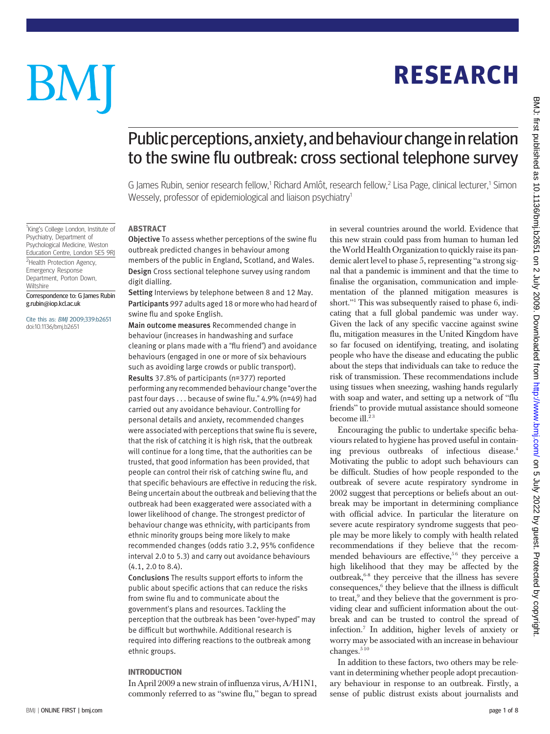# Public perceptions, anxiety, and behaviour change in relation to the swine flu outbreak: cross sectional telephone survey

G James Rubin, senior research fellow,[1] Richard Amlôt, research fellow,[2] Lisa Page, clinical lecturer,[1] Simon Wessely, professor of epidemiological and liaison psychiatry[1]

[1]King's College London, Institute of Psychiatry, Department of Psychological Medicine, Weston Education Centre, London SE5 9RJ

[2]Health Protection Agency, Emergency Response Department, Porton Down, Wiltshire

Correspondence to: G James Rubin g.rubin@iop.kcl.ac.uk

Cite this as: *BMJ* 2009;339:b2651 doi:10.1136/bmj.b2651

## ABSTRACT

**Objective** To assess whether perceptions of the swine flu outbreak predicted changes in behaviour among members of the public in England, Scotland, and Wales.

**Design** Cross sectional telephone survey using random digit dialling.

**Setting** Interviews by telephone between 8 and 12 May.

**Participants** 997 adults aged 18 or more who had heard of swine flu and spoke English.

**Main outcome measures** Recommended change in behaviour (increases in handwashing and surface cleaning or plans made with a "flu friend") and avoidance behaviours (engaged in one or more of six behaviours such as avoiding large crowds or public transport).

**Results** 37.8% of participants (n=377) reported performing any recommended behaviour change "over the past four days . . . because of swine flu." 4.9% (n=49) had carried out any avoidance behaviour. Controlling for personal details and anxiety, recommended changes were associated with perceptions that swine flu is severe, that the risk of catching it is high risk, that the outbreak will continue for a long time, that the authorities can be trusted, that good information has been provided, that people can control their risk of catching swine flu, and that specific behaviours are effective in reducing the risk. Being uncertain about the outbreak and believing that the outbreak had been exaggerated were associated with a lower likelihood of change. The strongest predictor of behaviour change was ethnicity, with participants from ethnic minority groups being more likely to make recommended changes (odds ratio 3.2, 95% confidence interval 2.0 to 5.3) and carry out avoidance behaviours (4.1, 2.0 to 8.4).

**Conclusions** The results support efforts to inform the public about specific actions that can reduce the risks from swine flu and to communicate about the government's plans and resources. Tackling the perception that the outbreak has been "over-hyped" may be difficult but worthwhile. Additional research is required into differing reactions to the outbreak among ethnic groups.

## INTRODUCTION

In April 2009 a new strain of influenza virus, A/H1N1, commonly referred to as "swine flu," began to spread in several countries around the world. Evidence that this new strain could pass from human to human led the World Health Organization to quickly raise its pandemic alert level to phase 5, representing "a strong signal that a pandemic is imminent and that the time to finalise the organisation, communication and implementation of the planned mitigation measures is short."[1] This was subsequently raised to phase 6, indicating that a full global pandemic was under way. Given the lack of any specific vaccine against swine flu, mitigation measures in the United Kingdom have so far focused on identifying, treating, and isolating people who have the disease and educating the public about the steps that individuals can take to reduce the risk of transmission. These recommendations include using tissues when sneezing, washing hands regularly with soap and water, and setting up a network of "flu friends" to provide mutual assistance should someone become ill.[2 3]

Encouraging the public to undertake specific behaviours related to hygiene has proved useful in containing previous outbreaks of infectious disease.[4] Motivating the public to adopt such behaviours can be difficult. Studies of how people responded to the outbreak of severe acute respiratory syndrome in 2002 suggest that perceptions or beliefs about an outbreak may be important in determining compliance with official advice. In particular the literature on severe acute respiratory syndrome suggests that people may be more likely to comply with health related recommendations if they believe that the recommended behaviours are effective,[5 6] they perceive a high likelihood that they may be affected by the outbreak,[6-8] they perceive that the illness has severe consequences,[6] they believe that the illness is difficult to treat,[9] and they believe that the government is providing clear and sufficient information about the outbreak and can be trusted to control the spread of infection.[7] In addition, higher levels of anxiety or worry may be associated with an increase in behaviour changes.[5 10]

In addition to these factors, two others may be relevant in determining whether people adopt precautionary behaviour in response to an outbreak. Firstly, a sense of public distrust exists about journalists and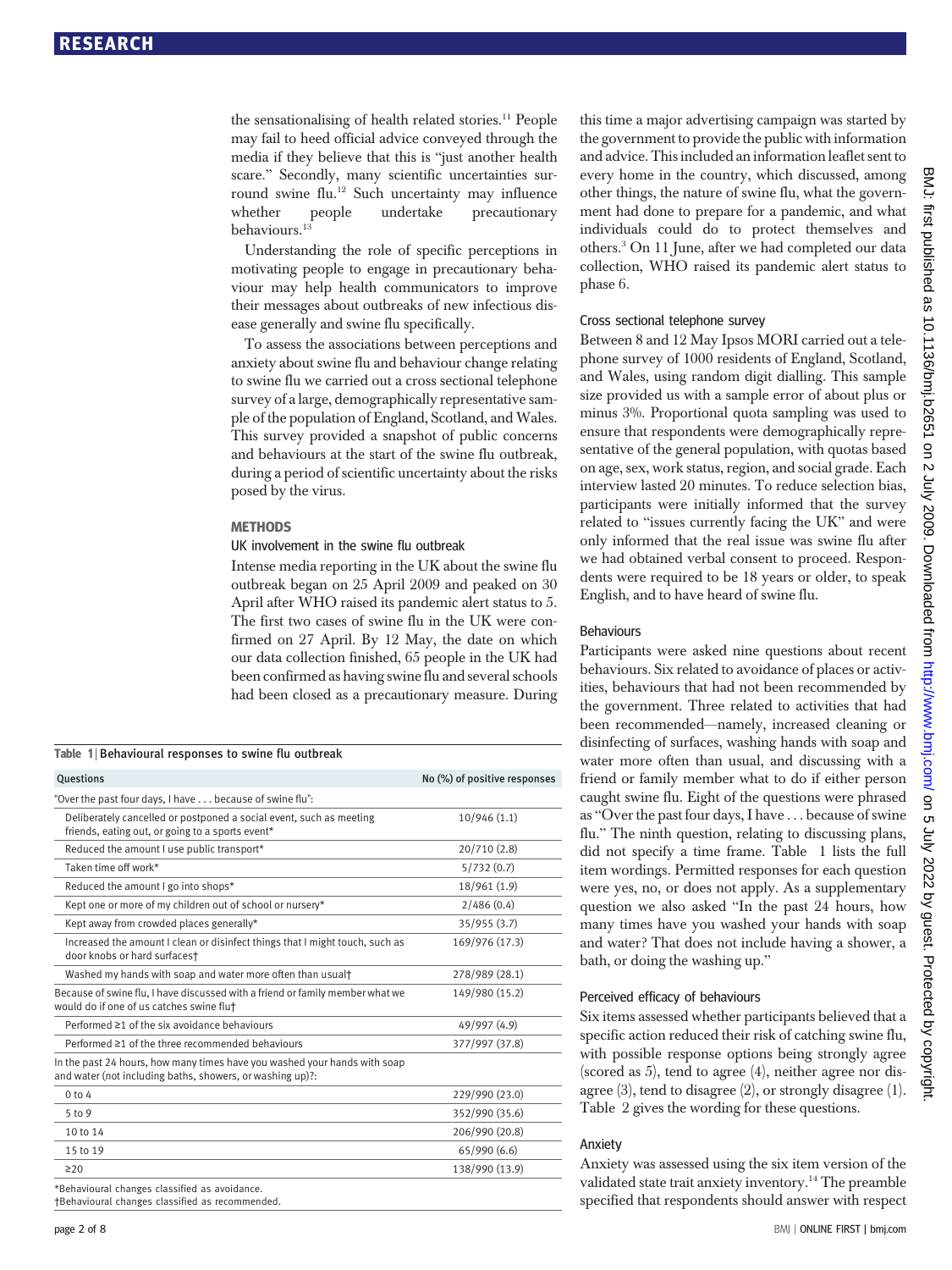the sensationalising of health related stories.[11] People may fail to heed official advice conveyed through the media if they believe that this is "just another health scare." Secondly, many scientific uncertainties surround swine flu.[12] Such uncertainty may influence whether people undertake precautionary behaviours.[13]

Understanding the role of specific perceptions in motivating people to engage in precautionary behaviour may help health communicators to improve their messages about outbreaks of new infectious disease generally and swine flu specifically.

To assess the associations between perceptions and anxiety about swine flu and behaviour change relating to swine flu we carried out a cross sectional telephone survey of a large, demographically representative sample of the population of England, Scotland, and Wales. This survey provided a snapshot of public concerns and behaviours at the start of the swine flu outbreak, during a period of scientific uncertainty about the risks posed by the virus.

## METHODS

### UK involvement in the swine flu outbreak

Intense media reporting in the UK about the swine flu outbreak began on 25 April 2009 and peaked on 30 April after WHO raised its pandemic alert status to 5. The first two cases of swine flu in the UK were confirmed on 27 April. By 12 May, the date on which our data collection finished, 65 people in the UK had been confirmed as having swine flu and several schools had been closed as a precautionary measure. During this time a major advertising campaign was started by the government to provide the public with information and advice. This included an information leaflet sent to every home in the country, which discussed, among other things, the nature of swine flu, what the government had done to prepare for a pandemic, and what individuals could do to protect themselves and others.[3] On 11 June, after we had completed our data collection, WHO raised its pandemic alert status to phase 6.

**Table 1 | Behavioural responses to swine flu outbreak**

| Questions | No (%) of positive responses |
|---|---|
| "Over the past four days, I have . . . because of swine flu": | |
| Deliberately cancelled or postponed a social event, such as meeting friends, eating out, or going to a sports event* | 10/946 (1.1) |
| Reduced the amount I use public transport* | 20/710 (2.8) |
| Taken time off work* | 5/732 (0.7) |
| Reduced the amount I go into shops* | 18/961 (1.9) |
| Kept one or more of my children out of school or nursery* | 2/486 (0.4) |
| Kept away from crowded places generally* | 35/955 (3.7) |
| Increased the amount I clean or disinfect things that I might touch, such as door knobs or hard surfaces† | 169/976 (17.3) |
| Washed my hands with soap and water more often than usual† | 278/989 (28.1) |
| Because of swine flu, I have discussed with a friend or family member what we would do if one of us catches swine flu† | 149/980 (15.2) |
| Performed ≥1 of the six avoidance behaviours | 49/997 (4.9) |
| Performed ≥1 of the three recommended behaviours | 377/997 (37.8) |
| In the past 24 hours, how many times have you washed your hands with soap and water (not including baths, showers, or washing up)?: | |
| 0 to 4 | 229/990 (23.0) |
| 5 to 9 | 352/990 (35.6) |
| 10 to 14 | 206/990 (20.8) |
| 15 to 19 | 65/990 (6.6) |
| ≥20 | 138/990 (13.9) |

*Behavioural changes classified as avoidance.
†Behavioural changes classified as recommended.

### Cross sectional telephone survey

Between 8 and 12 May Ipsos MORI carried out a telephone survey of 1000 residents of England, Scotland, and Wales, using random digit dialling. This sample size provided us with a sample error of about plus or minus 3%. Proportional quota sampling was used to ensure that respondents were demographically representative of the general population, with quotas based on age, sex, work status, region, and social grade. Each interview lasted 20 minutes. To reduce selection bias, participants were initially informed that the survey related to "issues currently facing the UK" and were only informed that the real issue was swine flu after we had obtained verbal consent to proceed. Respondents were required to be 18 years or older, to speak English, and to have heard of swine flu.

### Behaviours

Participants were asked nine questions about recent behaviours. Six related to avoidance of places or activities, behaviours that had not been recommended by the government. Three related to activities that had been recommended—namely, increased cleaning or disinfecting of surfaces, washing hands with soap and water more often than usual, and discussing with a friend or family member what to do if either person caught swine flu. Eight of the questions were phrased as "Over the past four days, I have . . . because of swine flu." The ninth question, relating to discussing plans, did not specify a time frame. Table 1 lists the full item wordings. Permitted responses for each question were yes, no, or does not apply. As a supplementary question we also asked "In the past 24 hours, how many times have you washed your hands with soap and water? That does not include having a shower, a bath, or doing the washing up."

### Perceived efficacy of behaviours

Six items assessed whether participants believed that a specific action reduced their risk of catching swine flu, with possible response options being strongly agree (scored as 5), tend to agree (4), neither agree nor disagree (3), tend to disagree (2), or strongly disagree (1). Table 2 gives the wording for these questions.

### Anxiety

Anxiety was assessed using the six item version of the validated state trait anxiety inventory.[14] The preamble specified that respondents should answer with respect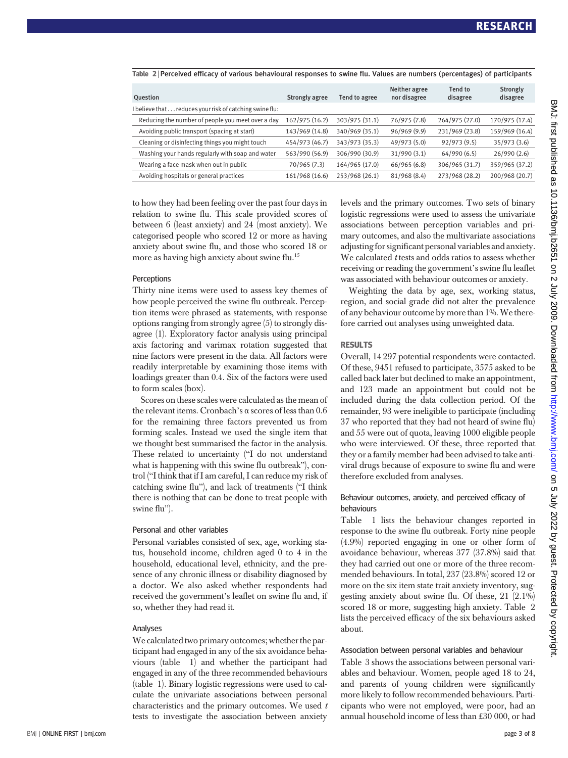Table 2 | Perceived efficacy of various behavioural responses to swine flu. Values are numbers (percentages) of participants

| Question | Strongly agree | Tend to agree | Neither agree nor disagree | Tend to disagree | Strongly disagree |
|---|---|---|---|---|---|
| I believe that . . . reduces your risk of catching swine flu: | | | | | |
| Reducing the number of people you meet over a day | 162/975 (16.2) | 303/975 (31.1) | 76/975 (7.8) | 264/975 (27.0) | 170/975 (17.4) |
| Avoiding public transport (spacing at start) | 143/969 (14.8) | 340/969 (35.1) | 96/969 (9.9) | 231/969 (23.8) | 159/969 (16.4) |
| Cleaning or disinfecting things you might touch | 454/973 (46.7) | 343/973 (35.3) | 49/973 (5.0) | 92/973 (9.5) | 35/973 (3.6) |
| Washing your hands regularly with soap and water | 563/990 (56.9) | 306/990 (30.9) | 31/990 (3.1) | 64/990 (6.5) | 26/990 (2.6) |
| Wearing a face mask when out in public | 70/965 (7.3) | 164/965 (17.0) | 66/965 (6.8) | 306/965 (31.7) | 359/965 (37.2) |
| Avoiding hospitals or general practices | 161/968 (16.6) | 253/968 (26.1) | 81/968 (8.4) | 273/968 (28.2) | 200/968 (20.7) |

to how they had been feeling over the past four days in relation to swine flu. This scale provided scores of between 6 (least anxiety) and 24 (most anxiety). We categorised people who scored 12 or more as having anxiety about swine flu, and those who scored 18 or more as having high anxiety about swine flu.[15]

### Perceptions

Thirty nine items were used to assess key themes of how people perceived the swine flu outbreak. Perception items were phrased as statements, with response options ranging from strongly agree (5) to strongly disagree (1). Exploratory factor analysis using principal axis factoring and varimax rotation suggested that nine factors were present in the data. All factors were readily interpretable by examining those items with loadings greater than 0.4. Six of the factors were used to form scales (box).

Scores on these scales were calculated as the mean of the relevant items. Cronbach's α scores of less than 0.6 for the remaining three factors prevented us from forming scales. Instead we used the single item that we thought best summarised the factor in the analysis. These related to uncertainty ("I do not understand what is happening with this swine flu outbreak"), control ("I think that if I am careful, I can reduce my risk of catching swine flu"), and lack of treatments ("I think there is nothing that can be done to treat people with swine flu").

### Personal and other variables

Personal variables consisted of sex, age, working status, household income, children aged 0 to 4 in the household, educational level, ethnicity, and the presence of any chronic illness or disability diagnosed by a doctor. We also asked whether respondents had received the government's leaflet on swine flu and, if so, whether they had read it.

### Analyses

We calculated two primary outcomes; whether the participant had engaged in any of the six avoidance behaviours (table 1) and whether the participant had engaged in any of the three recommended behaviours (table 1). Binary logistic regressions were used to calculate the univariate associations between personal characteristics and the primary outcomes. We used *t* tests to investigate the association between anxiety levels and the primary outcomes. Two sets of binary logistic regressions were used to assess the univariate associations between perception variables and primary outcomes, and also the multivariate associations adjusting for significant personal variables and anxiety. We calculated *t* tests and odds ratios to assess whether receiving or reading the government's swine flu leaflet was associated with behaviour outcomes or anxiety.

Weighting the data by age, sex, working status, region, and social grade did not alter the prevalence of any behaviour outcome by more than 1%. We therefore carried out analyses using unweighted data.

## RESULTS

Overall, 14 297 potential respondents were contacted. Of these, 9451 refused to participate, 3575 asked to be called back later but declined to make an appointment, and 123 made an appointment but could not be included during the data collection period. Of the remainder, 93 were ineligible to participate (including 37 who reported that they had not heard of swine flu) and 55 were out of quota, leaving 1000 eligible people who were interviewed. Of these, three reported that they or a family member had been advised to take antiviral drugs because of exposure to swine flu and were therefore excluded from analyses.

### Behaviour outcomes, anxiety, and perceived efficacy of behaviours

Table 1 lists the behaviour changes reported in response to the swine flu outbreak. Forty nine people (4.9%) reported engaging in one or other form of avoidance behaviour, whereas 377 (37.8%) said that they had carried out one or more of the three recommended behaviours. In total, 237 (23.8%) scored 12 or more on the six item state trait anxiety inventory, suggesting anxiety about swine flu. Of these, 21 (2.1%) scored 18 or more, suggesting high anxiety. Table 2 lists the perceived efficacy of the six behaviours asked about.

### Association between personal variables and behaviour

Table 3 shows the associations between personal variables and behaviour. Women, people aged 18 to 24, and parents of young children were significantly more likely to follow recommended behaviours. Participants who were not employed, were poor, had an annual household income of less than £30 000, or had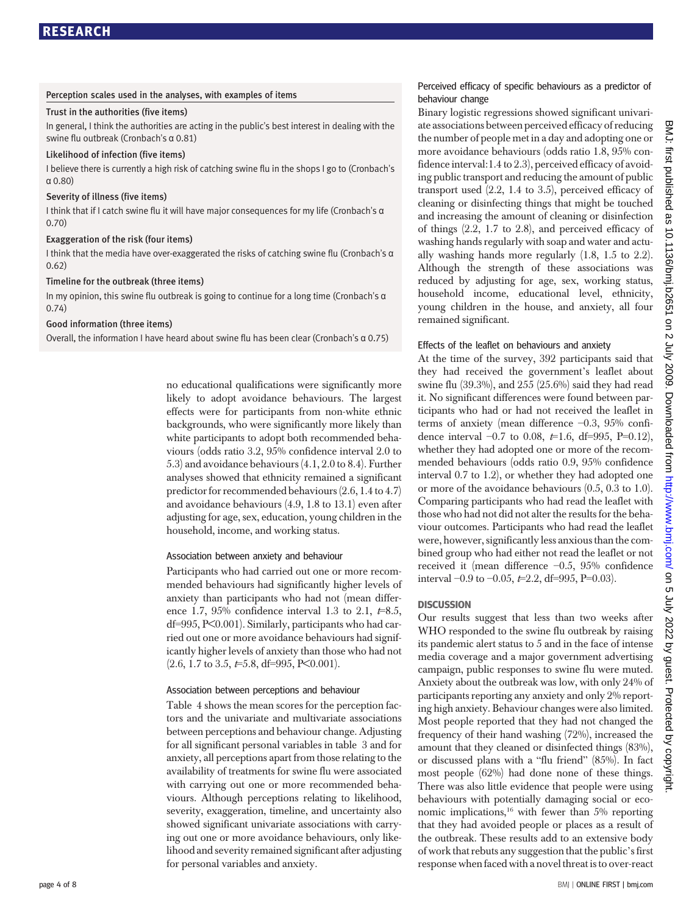### Perception scales used in the analyses, with examples of items

**Trust in the authorities (five items)**

In general, I think the authorities are acting in the public's best interest in dealing with the swine flu outbreak (Cronbach's α 0.81)

**Likelihood of infection (five items)**

I believe there is currently a high risk of catching swine flu in the shops I go to (Cronbach's α 0.80)

**Severity of illness (five items)**

I think that if I catch swine flu it will have major consequences for my life (Cronbach's α 0.70)

**Exaggeration of the risk (four items)**

I think that the media have over-exaggerated the risks of catching swine flu (Cronbach's α 0.62)

**Timeline for the outbreak (three items)**

In my opinion, this swine flu outbreak is going to continue for a long time (Cronbach's α 0.74)

**Good information (three items)**

Overall, the information I have heard about swine flu has been clear (Cronbach's α 0.75)

no educational qualifications were significantly more likely to adopt avoidance behaviours. The largest effects were for participants from non-white ethnic backgrounds, who were significantly more likely than white participants to adopt both recommended behaviours (odds ratio 3.2, 95% confidence interval 2.0 to 5.3) and avoidance behaviours (4.1, 2.0 to 8.4). Further analyses showed that ethnicity remained a significant predictor for recommended behaviours (2.6, 1.4 to 4.7) and avoidance behaviours (4.9, 1.8 to 13.1) even after adjusting for age, sex, education, young children in the household, income, and working status.

### Association between anxiety and behaviour

Participants who had carried out one or more recommended behaviours had significantly higher levels of anxiety than participants who had not (mean difference 1.7, 95% confidence interval 1.3 to 2.1, $t$=8.5, df=995, P<0.001). Similarly, participants who had carried out one or more avoidance behaviours had significantly higher levels of anxiety than those who had not (2.6, 1.7 to 3.5, $t$=5.8, df=995, P<0.001).

### Association between perceptions and behaviour

Table 4 shows the mean scores for the perception factors and the univariate and multivariate associations between perceptions and behaviour change. Adjusting for all significant personal variables in table 3 and for anxiety, all perceptions apart from those relating to the availability of treatments for swine flu were associated with carrying out one or more recommended behaviours. Although perceptions relating to likelihood, severity, exaggeration, timeline, and uncertainty also showed significant univariate associations with carrying out one or more avoidance behaviours, only likelihood and severity remained significant after adjusting for personal variables and anxiety.

### Perceived efficacy of specific behaviours as a predictor of behaviour change

Binary logistic regressions showed significant univariate associations between perceived efficacy of reducing the number of people met in a day and adopting one or more avoidance behaviours (odds ratio 1.8, 95% confidence interval: 1.4 to 2.3), perceived efficacy of avoiding public transport and reducing the amount of public transport used (2.2, 1.4 to 3.5), perceived efficacy of cleaning or disinfecting things that might be touched and increasing the amount of cleaning or disinfection of things (2.2, 1.7 to 2.8), and perceived efficacy of washing hands regularly with soap and water and actually washing hands more regularly (1.8, 1.5 to 2.2). Although the strength of these associations was reduced by adjusting for age, sex, working status, household income, educational level, ethnicity, young children in the house, and anxiety, all four remained significant.

### Effects of the leaflet on behaviours and anxiety

At the time of the survey, 392 participants said that they had received the government's leaflet about swine flu (39.3%), and 255 (25.6%) said they had read it. No significant differences were found between participants who had or had not received the leaflet in terms of anxiety (mean difference −0.3, 95% confidence interval −0.7 to 0.08, $t$=1.6, df=995, P=0.12), whether they had adopted one or more of the recommended behaviours (odds ratio 0.9, 95% confidence interval 0.7 to 1.2), or whether they had adopted one or more of the avoidance behaviours (0.5, 0.3 to 1.0). Comparing participants who had read the leaflet with those who had not did not alter the results for the behaviour outcomes. Participants who had read the leaflet were, however, significantly less anxious than the combined group who had either not read the leaflet or not received it (mean difference −0.5, 95% confidence interval −0.9 to −0.05, $t$=2.2, df=995, P=0.03).

## DISCUSSION

Our results suggest that less than two weeks after WHO responded to the swine flu outbreak by raising its pandemic alert status to 5 and in the face of intense media coverage and a major government advertising campaign, public responses to swine flu were muted. Anxiety about the outbreak was low, with only 24% of participants reporting any anxiety and only 2% reporting high anxiety. Behaviour changes were also limited. Most people reported that they had not changed the frequency of their hand washing (72%), increased the amount that they cleaned or disinfected things (83%), or discussed plans with a "flu friend" (85%). In fact most people (62%) had done none of these things. There was also little evidence that people were using behaviours with potentially damaging social or economic implications,[16] with fewer than 5% reporting that they had avoided people or places as a result of the outbreak. These results add to an extensive body of work that rebuts any suggestion that the public's first response when faced with a novel threat is to over-react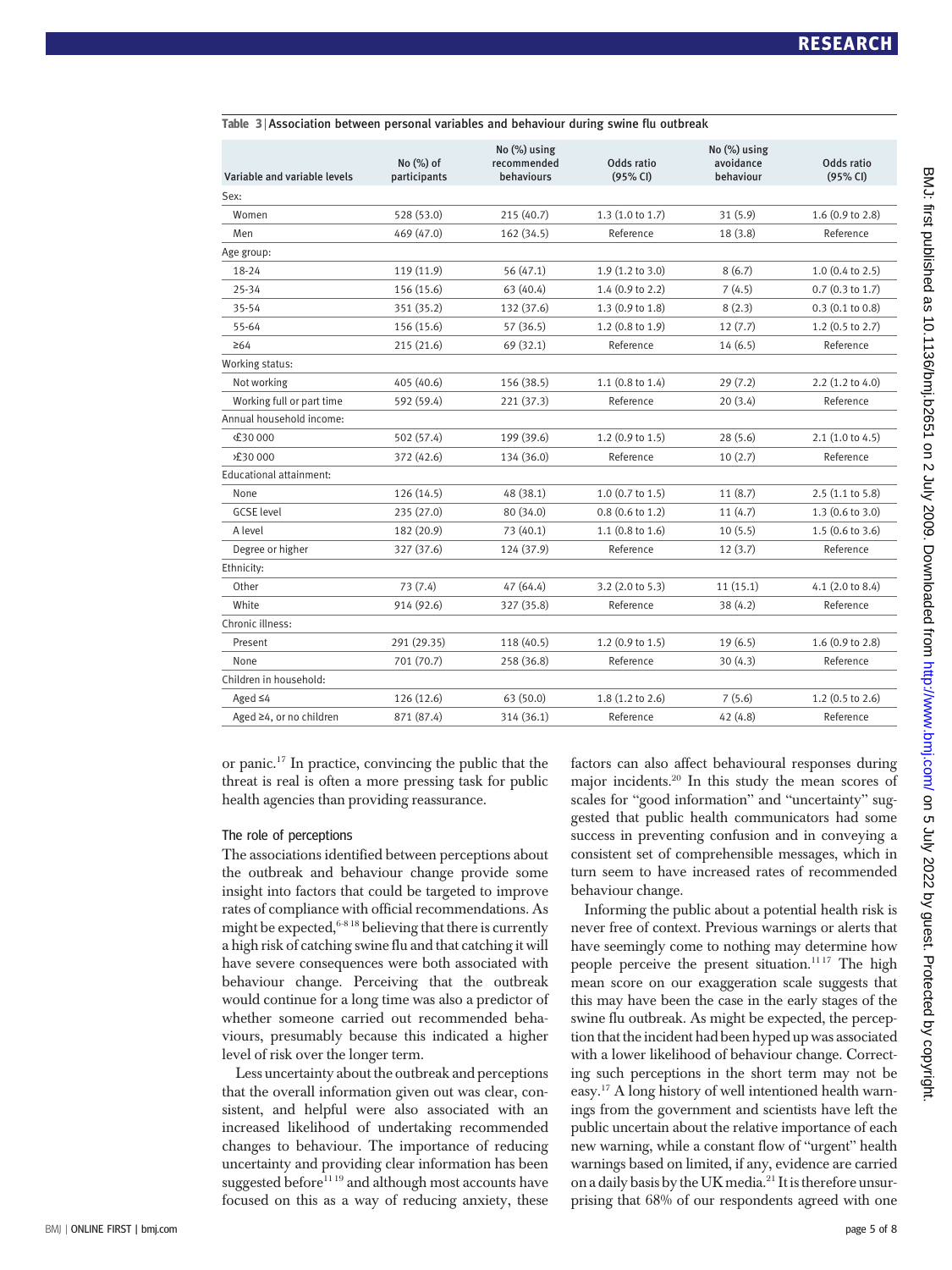Table 3 | Association between personal variables and behaviour during swine flu outbreak

| Variable and variable levels | No (%) of participants | No (%) using recommended behaviours | Odds ratio (95% CI) | No (%) using avoidance behaviour | Odds ratio (95% CI) |
|---|---|---|---|---|---|
| Sex: | | | | | |
| Women | 528 (53.0) | 215 (40.7) | 1.3 (1.0 to 1.7) | 31 (5.9) | 1.6 (0.9 to 2.8) |
| Men | 469 (47.0) | 162 (34.5) | Reference | 18 (3.8) | Reference |
| Age group: | | | | | |
| 18-24 | 119 (11.9) | 56 (47.1) | 1.9 (1.2 to 3.0) | 8 (6.7) | 1.0 (0.4 to 2.5) |
| 25-34 | 156 (15.6) | 63 (40.4) | 1.4 (0.9 to 2.2) | 7 (4.5) | 0.7 (0.3 to 1.7) |
| 35-54 | 351 (35.2) | 132 (37.6) | 1.3 (0.9 to 1.8) | 8 (2.3) | 0.3 (0.1 to 0.8) |
| 55-64 | 156 (15.6) | 57 (36.5) | 1.2 (0.8 to 1.9) | 12 (7.7) | 1.2 (0.5 to 2.7) |
| ≥64 | 215 (21.6) | 69 (32.1) | Reference | 14 (6.5) | Reference |
| Working status: | | | | | |
| Not working | 405 (40.6) | 156 (38.5) | 1.1 (0.8 to 1.4) | 29 (7.2) | 2.2 (1.2 to 4.0) |
| Working full or part time | 592 (59.4) | 221 (37.3) | Reference | 20 (3.4) | Reference |
| Annual household income: | | | | | |
| <£30 000 | 502 (57.4) | 199 (39.6) | 1.2 (0.9 to 1.5) | 28 (5.6) | 2.1 (1.0 to 4.5) |
| >£30 000 | 372 (42.6) | 134 (36.0) | Reference | 10 (2.7) | Reference |
| Educational attainment: | | | | | |
| None | 126 (14.5) | 48 (38.1) | 1.0 (0.7 to 1.5) | 11 (8.7) | 2.5 (1.1 to 5.8) |
| GCSE level | 235 (27.0) | 80 (34.0) | 0.8 (0.6 to 1.2) | 11 (4.7) | 1.3 (0.6 to 3.0) |
| A level | 182 (20.9) | 73 (40.1) | 1.1 (0.8 to 1.6) | 10 (5.5) | 1.5 (0.6 to 3.6) |
| Degree or higher | 327 (37.6) | 124 (37.9) | Reference | 12 (3.7) | Reference |
| Ethnicity: | | | | | |
| Other | 73 (7.4) | 47 (64.4) | 3.2 (2.0 to 5.3) | 11 (15.1) | 4.1 (2.0 to 8.4) |
| White | 914 (92.6) | 327 (35.8) | Reference | 38 (4.2) | Reference |
| Chronic illness: | | | | | |
| Present | 291 (29.35) | 118 (40.5) | 1.2 (0.9 to 1.5) | 19 (6.5) | 1.6 (0.9 to 2.8) |
| None | 701 (70.7) | 258 (36.8) | Reference | 30 (4.3) | Reference |
| Children in household: | | | | | |
| Aged ≤4 | 126 (12.6) | 63 (50.0) | 1.8 (1.2 to 2.6) | 7 (5.6) | 1.2 (0.5 to 2.6) |
| Aged ≥4, or no children | 871 (87.4) | 314 (36.1) | Reference | 42 (4.8) | Reference |

or panic.[17] In practice, convincing the public that the threat is real is often a more pressing task for public health agencies than providing reassurance.

### The role of perceptions

The associations identified between perceptions about the outbreak and behaviour change provide some insight into factors that could be targeted to improve rates of compliance with official recommendations. As might be expected,[6-8 18] believing that there is currently a high risk of catching swine flu and that catching it will have severe consequences were both associated with behaviour change. Perceiving that the outbreak would continue for a long time was also a predictor of whether someone carried out recommended behaviours, presumably because this indicated a higher level of risk over the longer term.

Less uncertainty about the outbreak and perceptions that the overall information given out was clear, consistent, and helpful were also associated with an increased likelihood of undertaking recommended changes to behaviour. The importance of reducing uncertainty and providing clear information has been suggested before[11 19] and although most accounts have focused on this as a way of reducing anxiety, these factors can also affect behavioural responses during major incidents.[20] In this study the mean scores of scales for "good information" and "uncertainty" suggested that public health communicators had some success in preventing confusion and in conveying a consistent set of comprehensible messages, which in turn seem to have increased rates of recommended behaviour change.

Informing the public about a potential health risk is never free of context. Previous warnings or alerts that have seemingly come to nothing may determine how people perceive the present situation.[11 17] The high mean score on our exaggeration scale suggests that this may have been the case in the early stages of the swine flu outbreak. As might be expected, the perception that the incident had been hyped up was associated with a lower likelihood of behaviour change. Correcting such perceptions in the short term may not be easy.[17] A long history of well intentioned health warnings from the government and scientists have left the public uncertain about the relative importance of each new warning, while a constant flow of "urgent" health warnings based on limited, if any, evidence are carried on a daily basis by the UK media.[21] It is therefore unsurprising that 68% of our respondents agreed with one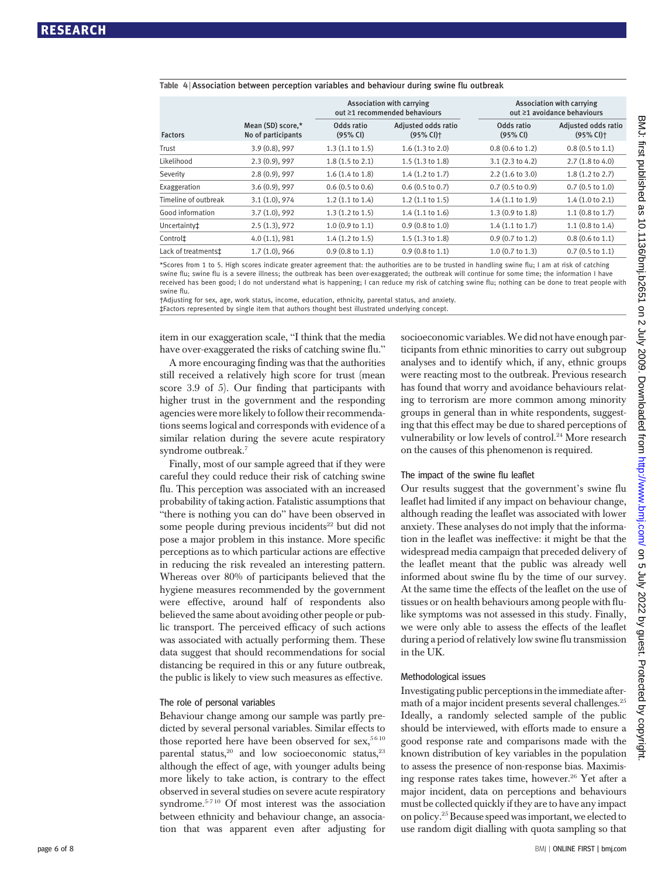Table 4 | Association between perception variables and behaviour during swine flu outbreak

| Factors | Mean (SD) score,* No of participants | Association with carrying out ≥1 recommended behaviours | | Association with carrying out ≥1 avoidance behaviours | |
|---|---|---|---|---|---|
| | | Odds ratio (95% CI) | Adjusted odds ratio (95% CI)† | Odds ratio (95% CI) | Adjusted odds ratio (95% CI)† |
| Trust | 3.9 (0.8), 997 | 1.3 (1.1 to 1.5) | 1.6 (1.3 to 2.0) | 0.8 (0.6 to 1.2) | 0.8 (0.5 to 1.1) |
| Likelihood | 2.3 (0.9), 997 | 1.8 (1.5 to 2.1) | 1.5 (1.3 to 1.8) | 3.1 (2.3 to 4.2) | 2.7 (1.8 to 4.0) |
| Severity | 2.8 (0.9), 997 | 1.6 (1.4 to 1.8) | 1.4 (1.2 to 1.7) | 2.2 (1.6 to 3.0) | 1.8 (1.2 to 2.7) |
| Exaggeration | 3.6 (0.9), 997 | 0.6 (0.5 to 0.6) | 0.6 (0.5 to 0.7) | 0.7 (0.5 to 0.9) | 0.7 (0.5 to 1.0) |
| Timeline of outbreak | 3.1 (1.0), 974 | 1.2 (1.1 to 1.4) | 1.2 (1.1 to 1.5) | 1.4 (1.1 to 1.9) | 1.4 (1.0 to 2.1) |
| Good information | 3.7 (1.0), 992 | 1.3 (1.2 to 1.5) | 1.4 (1.1 to 1.6) | 1.3 (0.9 to 1.8) | 1.1 (0.8 to 1.7) |
| Uncertainty‡ | 2.5 (1.3), 972 | 1.0 (0.9 to 1.1) | 0.9 (0.8 to 1.0) | 1.4 (1.1 to 1.7) | 1.1 (0.8 to 1.4) |
| Control‡ | 4.0 (1.1), 981 | 1.4 (1.2 to 1.5) | 1.5 (1.3 to 1.8) | 0.9 (0.7 to 1.2) | 0.8 (0.6 to 1.1) |
| Lack of treatments‡ | 1.7 (1.0), 966 | 0.9 (0.8 to 1.1) | 0.9 (0.8 to 1.1) | 1.0 (0.7 to 1.3) | 0.7 (0.5 to 1.1) |

*Scores from 1 to 5. High scores indicate greater agreement that: the authorities are to be trusted in handling swine flu; I am at risk of catching swine flu; swine flu is a severe illness; the outbreak has been over-exaggerated; the outbreak will continue for some time; the information I have received has been good; I do not understand what is happening; I can reduce my risk of catching swine flu; nothing can be done to treat people with swine flu.

†Adjusting for sex, age, work status, income, education, ethnicity, parental status, and anxiety.

‡Factors represented by single item that authors thought best illustrated underlying concept.

item in our exaggeration scale, "I think that the media have over-exaggerated the risks of catching swine flu."

A more encouraging finding was that the authorities still received a relatively high score for trust (mean score 3.9 of 5). Our finding that participants with higher trust in the government and the responding agencies were more likely to follow their recommendations seems logical and corresponds with evidence of a similar relation during the severe acute respiratory syndrome outbreak.[7]

Finally, most of our sample agreed that if they were careful they could reduce their risk of catching swine flu. This perception was associated with an increased probability of taking action. Fatalistic assumptions that "there is nothing you can do" have been observed in some people during previous incidents[22] but did not pose a major problem in this instance. More specific perceptions as to which particular actions are effective in reducing the risk revealed an interesting pattern. Whereas over 80% of participants believed that the hygiene measures recommended by the government were effective, around half of respondents also believed the same about avoiding other people or public transport. The perceived efficacy of such actions was associated with actually performing them. These data suggest that should recommendations for social distancing be required in this or any future outbreak, the public is likely to view such measures as effective.

### The role of personal variables

Behaviour change among our sample was partly predicted by several personal variables. Similar effects to those reported here have been observed for sex,[5 6 10] parental status,[20] and low socioeconomic status,[23] although the effect of age, with younger adults being more likely to take action, is contrary to the effect observed in several studies on severe acute respiratory syndrome.[5-7 10] Of most interest was the association between ethnicity and behaviour change, an association that was apparent even after adjusting for socioeconomic variables. We did not have enough participants from ethnic minorities to carry out subgroup analyses and to identify which, if any, ethnic groups were reacting most to the outbreak. Previous research has found that worry and avoidance behaviours relating to terrorism are more common among minority groups in general than in white respondents, suggesting that this effect may be due to shared perceptions of vulnerability or low levels of control.[24] More research on the causes of this phenomenon is required.

### The impact of the swine flu leaflet

Our results suggest that the government's swine flu leaflet had limited if any impact on behaviour change, although reading the leaflet was associated with lower anxiety. These analyses do not imply that the information in the leaflet was ineffective: it might be that the widespread media campaign that preceded delivery of the leaflet meant that the public was already well informed about swine flu by the time of our survey. At the same time the effects of the leaflet on the use of tissues or on health behaviours among people with flu-like symptoms was not assessed in this study. Finally, we were only able to assess the effects of the leaflet during a period of relatively low swine flu transmission in the UK.

### Methodological issues

Investigating public perceptions in the immediate aftermath of a major incident presents several challenges.[25] Ideally, a randomly selected sample of the public should be interviewed, with efforts made to ensure a good response rate and comparisons made with the known distribution of key variables in the population to assess the presence of non-response bias. Maximising response rates takes time, however.[26] Yet after a major incident, data on perceptions and behaviours must be collected quickly if they are to have any impact on policy.[25] Because speed was important, we elected to use random digit dialling with quota sampling so that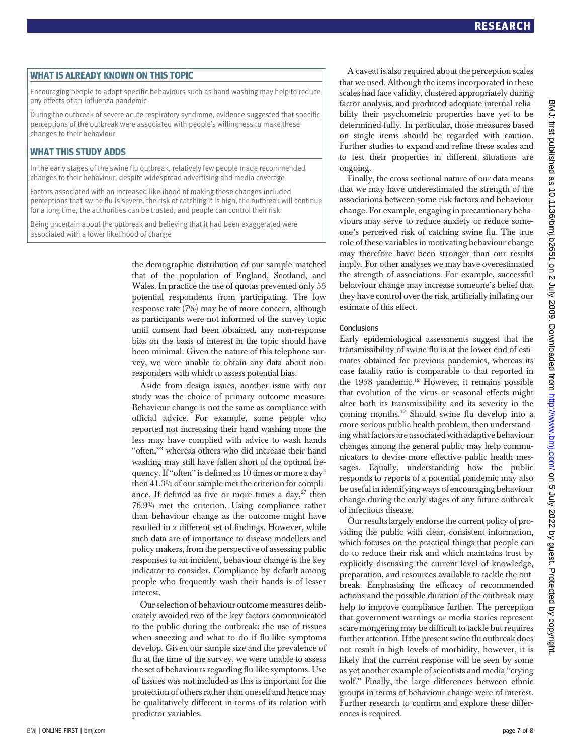## WHAT IS ALREADY KNOWN ON THIS TOPIC

Encouraging people to adopt specific behaviours such as hand washing may help to reduce any effects of an influenza pandemic

During the outbreak of severe acute respiratory syndrome, evidence suggested that specific perceptions of the outbreak were associated with people's willingness to make these changes to their behaviour

## WHAT THIS STUDY ADDS

In the early stages of the swine flu outbreak, relatively few people made recommended changes to their behaviour, despite widespread advertising and media coverage

Factors associated with an increased likelihood of making these changes included perceptions that swine flu is severe, the risk of catching it is high, the outbreak will continue for a long time, the authorities can be trusted, and people can control their risk

Being uncertain about the outbreak and believing that it had been exaggerated were associated with a lower likelihood of change

the demographic distribution of our sample matched that of the population of England, Scotland, and Wales. In practice the use of quotas prevented only 55 potential respondents from participating. The low response rate (7%) may be of more concern, although as participants were not informed of the survey topic until consent had been obtained, any non-response bias on the basis of interest in the topic should have been minimal. Given the nature of this telephone survey, we were unable to obtain any data about non-responders with which to assess potential bias.

Aside from design issues, another issue with our study was the choice of primary outcome measure. Behaviour change is not the same as compliance with official advice. For example, some people who reported not increasing their hand washing none the less may have complied with advice to wash hands "often,"[3] whereas others who did increase their hand washing may still have fallen short of the optimal frequency. If "often" is defined as 10 times or more a day[4] then 41.3% of our sample met the criterion for compliance. If defined as five or more times a day,[27] then 76.9% met the criterion. Using compliance rather than behaviour change as the outcome might have resulted in a different set of findings. However, while such data are of importance to disease modellers and policy makers, from the perspective of assessing public responses to an incident, behaviour change is the key indicator to consider. Compliance by default among people who frequently wash their hands is of lesser interest.

Our selection of behaviour outcome measures deliberately avoided two of the key factors communicated to the public during the outbreak: the use of tissues when sneezing and what to do if flu-like symptoms develop. Given our sample size and the prevalence of flu at the time of the survey, we were unable to assess the set of behaviours regarding flu-like symptoms. Use of tissues was not included as this is important for the protection of others rather than oneself and hence may be qualitatively different in terms of its relation with predictor variables.

A caveat is also required about the perception scales that we used. Although the items incorporated in these scales had face validity, clustered appropriately during factor analysis, and produced adequate internal reliability their psychometric properties have yet to be determined fully. In particular, those measures based on single items should be regarded with caution. Further studies to expand and refine these scales and to test their properties in different situations are ongoing.

Finally, the cross sectional nature of our data means that we may have underestimated the strength of the associations between some risk factors and behaviour change. For example, engaging in precautionary behaviours may serve to reduce anxiety or reduce someone's perceived risk of catching swine flu. The true role of these variables in motivating behaviour change may therefore have been stronger than our results imply. For other analyses we may have overestimated the strength of associations. For example, successful behaviour change may increase someone's belief that they have control over the risk, artificially inflating our estimate of this effect.

### Conclusions

Early epidemiological assessments suggest that the transmissibility of swine flu is at the lower end of estimates obtained for previous pandemics, whereas its case fatality ratio is comparable to that reported in the 1958 pandemic.[12] However, it remains possible that evolution of the virus or seasonal effects might alter both its transmissibility and its severity in the coming months.[12] Should swine flu develop into a more serious public health problem, then understanding what factors are associated with adaptive behaviour changes among the general public may help communicators to devise more effective public health messages. Equally, understanding how the public responds to reports of a potential pandemic may also be useful in identifying ways of encouraging behaviour change during the early stages of any future outbreak of infectious disease.

Our results largely endorse the current policy of providing the public with clear, consistent information, which focuses on the practical things that people can do to reduce their risk and which maintains trust by explicitly discussing the current level of knowledge, preparation, and resources available to tackle the outbreak. Emphasising the efficacy of recommended actions and the possible duration of the outbreak may help to improve compliance further. The perception that government warnings or media stories represent scare mongering may be difficult to tackle but requires further attention. If the present swine flu outbreak does not result in high levels of morbidity, however, it is likely that the current response will be seen by some as yet another example of scientists and media "crying wolf." Finally, the large differences between ethnic groups in terms of behaviour change were of interest. Further research to confirm and explore these differences is required.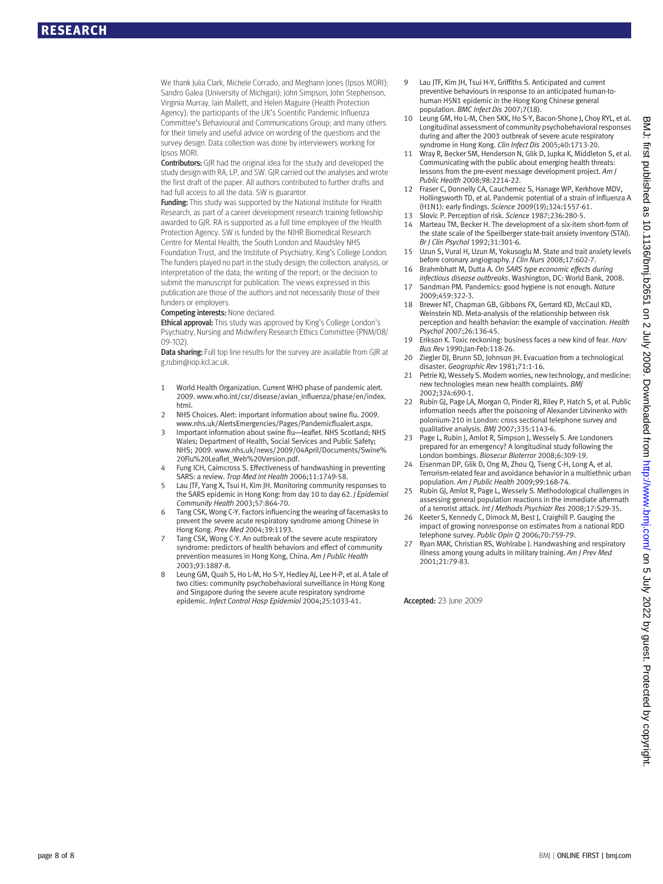We thank Julia Clark, Michele Corrado, and Meghann Jones (Ipsos MORI); Sandro Galea (University of Michigan); John Simpson, John Stephenson, Virginia Murray, Iain Mallett, and Helen Maguire (Health Protection Agency); the participants of the UK's Scientific Pandemic Influenza Committee's Behavioural and Communications Group; and many others for their timely and useful advice on wording of the questions and the survey design. Data collection was done by interviewers working for Ipsos MORI.

**Contributors:** GJR had the original idea for the study and developed the study design with RA, LP, and SW. GJR carried out the analyses and wrote the first draft of the paper. All authors contributed to further drafts and had full access to all the data. SW is guarantor.

**Funding:** This study was supported by the National Institute for Health Research, as part of a career development research training fellowship awarded to GJR. RA is supported as a full time employee of the Health Protection Agency. SW is funded by the NIHR Biomedical Research Centre for Mental Health, the South London and Maudsley NHS Foundation Trust, and the Institute of Psychiatry, King's College London. The funders played no part in the study design; the collection, analysis, or interpretation of the data; the writing of the report; or the decision to submit the manuscript for publication. The views expressed in this publication are those of the authors and not necessarily those of their funders or employers.

**Competing interests:** None declared.

**Ethical approval:** This study was approved by King's College London's Psychiatry, Nursing and Midwifery Research Ethics Committee (PNM/08/09-102).

**Data sharing:** Full top line results for the survey are available from GJR at g.rubin@iop.kcl.ac.uk.

1. World Health Organization. Current WHO phase of pandemic alert. 2009. www.who.int/csr/disease/avian_influenza/phase/en/index.html.
2. NHS Choices. Alert: important information about swine flu. 2009. www.nhs.uk/AlertsEmergencies/Pages/Pandemicflualert.aspx.
3. Important information about swine flu—leaflet. NHS Scotland; NHS Wales; Department of Health, Social Services and Public Safety; NHS; 2009. www.nhs.uk/news/2009/04April/Documents/Swine%20Flu%20Leaflet_Web%20Version.pdf.
4. Fung ICH, Cairncross S. Effectiveness of handwashing in preventing SARS: a review. *Trop Med Int Health* 2006;11:1749-58.
5. Lau JTF, Yang X, Tsui H, Kim JH. Monitoring community responses to the SARS epidemic in Hong Kong: from day 10 to day 62. *J Epidemiol Community Health* 2003;57:864-70.
6. Tang CSK, Wong C-Y. Factors influencing the wearing of facemasks to prevent the severe acute respiratory syndrome among Chinese in Hong Kong. *Prev Med* 2004;39:1193.
7. Tang CSK, Wong C-Y. An outbreak of the severe acute respiratory syndrome: predictors of health behaviors and effect of community prevention measures in Hong Kong, China. *Am J Public Health* 2003;93:1887-8.
8. Leung GM, Quah S, Ho L-M, Ho S-Y, Hedley AJ, Lee H-P, et al. A tale of two cities: community psychobehavioral surveillance in Hong Kong and Singapore during the severe acute respiratory syndrome epidemic. *Infect Control Hosp Epidemiol* 2004;25:1033-41.
9. Lau JTF, Kim JH, Tsui H-Y, Griffiths S. Anticipated and current preventive behaviours in response to an anticipated human-to-human H5N1 epidemic in the Hong Kong Chinese general population. *BMC Infect Dis* 2007;7(18).
10. Leung GM, Ho L-M, Chen SKK, Ho S-Y, Bacon-Shone J, Choy RYL, et al. Longitudinal assessment of community psychobehavioral responses during and after the 2003 outbreak of severe acute respiratory syndrome in Hong Kong. *Clin Infect Dis* 2005;40:1713-20.
11. Wray R, Becker SM, Henderson N, Glik D, Jupka K, Middleton S, et al. Communicating with the public about emerging health threats: lessons from the pre-event message development project. *Am J Public Health* 2008;98:2214-22.
12. Fraser C, Donnelly CA, Cauchemez S, Hanage WP, Kerkhove MDV, Hollingsworth TD, et al. Pandemic potential of a strain of influenza A (H1N1): early findings. *Science* 2009(19);324:1557-61.
13. Slovic P. Perception of risk. *Science* 1987;236:280-5.
14. Marteau TM, Becker H. The development of a six-item short-form of the state scale of the Speilberger state-trait anxiety inventory (STAI). *Br J Clin Psychol* 1992;31:301-6.
15. Uzun S, Vural H, Uzun M, Yokusoglu M. State and trait anxiety levels before coronary angiography. *J Clin Nurs* 2008;17:602-7.
16. Brahmbhatt M, Dutta A. *On SARS type economic effects during infectious disease outbreaks*. Washington, DC: World Bank, 2008.
17. Sandman PM. Pandemics: good hygiene is not enough. *Nature* 2009;459:322-3.
18. Brewer NT, Chapman GB, Gibbons FX, Gerrard KD, McCaul KD, Weinstein ND. Meta-analysis of the relationship between risk perception and health behavior: the example of vaccination. *Health Psychol* 2007;26:136-45.
19. Erikson K. Toxic reckoning: business faces a new kind of fear. *Harv Bus Rev* 1990;Jan-Feb:118-26.
20. Ziegler DJ, Brunn SD, Johnson JH. Evacuation from a technological disaster. *Geographic Rev* 1981;71:1-16.
21. Petrie KJ, Wessely S. Modern worries, new technology, and medicine: new technologies mean new health complaints. *BMJ* 2002;324:690-1.
22. Rubin GJ, Page LA, Morgan O, Pinder RJ, Riley P, Hatch S, et al. Public information needs after the poisoning of Alexander Litvinenko with polonium-210 in London: cross sectional telephone survey and qualitative analysis. *BMJ* 2007;335:1143-6.
23. Page L, Rubin J, Amlot R, Simpson J, Wessely S. Are Londoners prepared for an emergency? A longitudinal study following the London bombings. *Biosecur Bioterror* 2008;6:309-19.
24. Eisenman DP, Glik D, Ong M, Zhou Q, Tseng C-H, Long A, et al. Terrorism-related fear and avoidance behavior in a multiethnic urban population. *Am J Public Health* 2009;99:168-74.
25. Rubin GJ, Amlot R, Page L, Wessely S. Methodological challenges in assessing general population reactions in the immediate aftermath of a terrorist attack. *Int J Methods Psychiatr Res* 2008;17:S29-35.
26. Keeter S, Kennedy C, Dimock M, Best J, Craighill P. Gauging the impact of growing nonresponse on estimates from a national RDD telephone survey. *Public Opin Q* 2006;70:759-79.
27. Ryan MAK, Christian RS, Wohlrabe J. Handwashing and respiratory illness among young adults in military training. *Am J Prev Med* 2001;21:79-83.

**Accepted:** 23 June 2009